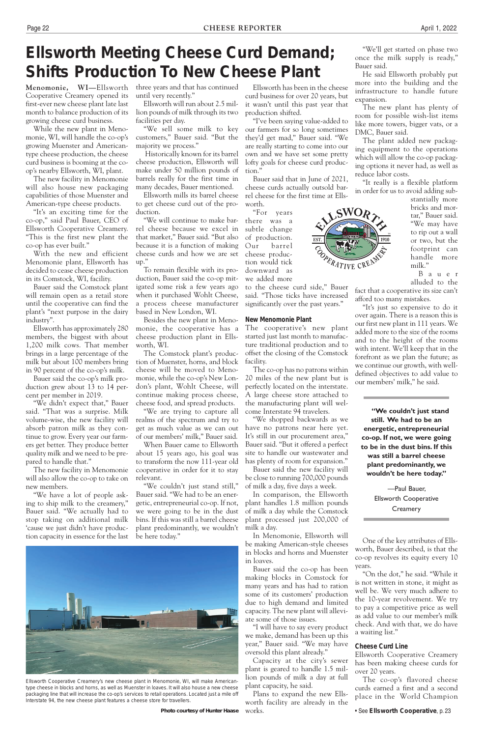# Ellsworth Meeting Cheese Curd Demand; Shifts Production To New Cheese Plant

**Menomonie, WI—**Ellsworth Cooperative Creamery opened its first-ever new cheese plant late last month to balance production of its growing cheese curd business.

While the new plant in Menomonie, WI, will handle the co-op's growing Muenster and American-type cheese production, the cheese curd business is booming at the co-op's nearby Ellsworth, WI, plant.

The new facility in Menomonie will also house new packaging capabilities of those Muenster and American-type cheese products.

"It's an exciting time for the co-op," said Paul Bauer, CEO of Ellsworth Cooperative Creamery. "This is the first new plant the co-op has ever built."

With the new and efficient Menomonie plant, Ellsworth has decided to cease cheese production in its Comstock, WI, facility.

Bauer said the Comstock plant will remain open as a retail store until the cooperative can find the plant's "next purpose in the dairy industry".

Ellsworth has approximately 280 members, the biggest with about 1,200 milk cows. That member brings in a large percentage of the milk but about 100 members bring in 90 percent of the co-op's milk.

Bauer said the co-op's milk production grew about 13 to 14 percent per member in 2019.

"We didn't expect that," Bauer said. "That was a surprise. Milk volume-wise, the new facility will absorb patron milk as they continue to grow. Every year our farmers get better. They produce better quality milk and we need to be prepared to handle that."

The new facility in Menomonie will also allow the co-op to take on new members.

"We have a lot of people asking to ship milk to the creamery," Bauer said. "We actually had to stop taking on additional milk 'cause we just didn't have production capacity in essence for the last three years and that has continued until very recently."

Ellsworth will run about 2.5 million pounds of milk through its two facilities per day.

"We sell some milk to key customers," Bauer said. "But the majority we process."

Historically known for its barrel cheese production, Ellsworth will make under 50 million pounds of barrels really for the first time in many decades, Bauer mentioned.

Ellsworth mills its barrel cheese to get cheese curd out of the production.

"We will continue to make barrel cheese because we excel in that market," Bauer said. "But also because it is a function of making cheese curds and how we are set up."

To remain flexible with its production, Bauer said the co-op mitigated some risk a few years ago when it purchased Wohlt Cheese, a process cheese manufacturer based in New London, WI.

Besides the new plant in Menomonie, the cooperative has a cheese production plant in Ellsworth, WI.

The Comstock plant's production of Muenster, horns, and block cheese will be moved to Menomonie, while the co-op's New London's plant, Wohlt Cheese, will continue making process cheese, cheese food, and spread products.

"We are trying to capture all realms of the spectrum and try to get as much value as we can out of our members' milk," Bauer said.

When Bauer came to Ellsworth about 15 years ago, his goal was to transform the now 111-year old cooperative in order for it to stay relevant.

"We couldn't just stand still," Bauer said. "We had to be an energetic, entrepreneurial co-op. If not, we were going to be in the dust bins. If this was still a barrel cheese plant predominantly, we wouldn't be here today."

Ellsworth has been in the cheese curd business for over 20 years, but it wasn't until this past year that production shifted.

"I've been saying value-added to our farmers for so long sometimes they'd get mad," Bauer said. "We are really starting to come into our own and we have set some pretty lofty goals for cheese curd production."

Bauer said that in June of 2021, cheese curds actually outsold barrel cheese for the first time at Ellsworth.

"For years there was a subtle change of production. Our barrel cheese production would tick downward as we added more to the cheese curd side," Bauer said. "Those ticks have increased significantly over the past years."

### New Menomonie Plant

The cooperative's new plant started just last month to manufacture traditional production and to offset the closing of the Comstock facility.

The co-op has no patrons within 20 miles of the new plant but is perfectly located on the interstate. A large cheese store attached to the manufacturing plant will welcome Interstate 94 travelers.

"We shopped backwards as we have no patrons near here yet. It's still in our procurement area," Bauer said. "But it offered a perfect site to handle our wastewater and has plenty of room for expansion."

Bauer said the new facility will be close to running 700,000 pounds of milk a day, five days a week.

In comparison, the Ellsworth plant handles 1.8 million pounds of milk a day while the Comstock plant processed just 200,000 of milk a day.

In Menomonie, Ellsworth will be making American-style cheeses in blocks and horns and Muenster in loaves.

Bauer said the co-op has been making blocks in Comstock for many years and has had to ration some of its customers' production due to high demand and limited capacity. The new plant will alleviate some of those issues.

"I will have to say every product we make, demand has been up this year," Bauer said. "We may have oversold this plant already."

Capacity at the city's sewer plant is geared to handle 1.5 million pounds of milk a day at full plant capacity, he said.

Plans to expand the new Ellsworth facility are already in the works.

"We'll get started on phase two once the milk supply is ready," Bauer said.

He said Ellsworth probably put more into the building and the infrastructure to handle future expansion.

The new plant has plenty of room for possible wish-list items like more towers, bigger vats, or a DMC, Bauer said.

The plant added new packaging equipment to the operations which will allow the co-op packaging options it never had, as well as reduce labor costs.

"It really is a flexible platform in order for us to avoid adding substantially more bricks and mortar," Bauer said. "We may have to rip out a wall or two, but the footprint can handle more milk."

Bauer alluded to the fact that a cooperative its size can't afford too many mistakes.

"It's just so expensive to do it over again. There is a reason this is our first new plant in 111 years. We added more to the size of the rooms and to the height of the rooms with intent. We'll keep that in the forefront as we plan the future; as we continue our growth, with well-defined objectives to add value to our members' milk," he said.

> **"We couldn't just stand still. We had to be an energetic, entrepreneurial co-op. If not, we were going to be in the dust bins. If this was still a barrel cheese plant predominantly, we wouldn't be here today."**
>
> —Paul Bauer, Ellsworth Cooperative Creamery

One of the key attributes of Ellsworth, Bauer described, is that the co-op revolves its equity every 10 years.

"On the dot," he said. "While it is not written in stone, it might as well be. We very much adhere to the 10-year revolvement. We try to pay a competitive price as well as add value to our member's milk check. And with that, we do have a waiting list."

### Cheese Curd Line

Ellsworth Cooperative Creamery has been making cheese curds for over 20 years.

The co-op's flavored cheese curds earned a first and a second place in the World Champion

• See **Ellsworth Cooperative**, p. 23

Ellsworth Cooperative Creamery's new cheese plant in Menomonie, WI, will make American-type cheese in blocks and horns, as well as Muenster in loaves. It will also house a new cheese packaging line that will increase the co-op's services to retail operations. Located just a mile off Interstate 94, the new cheese plant features a cheese store for travellers.

**Photo courtesy of Hunter Haase**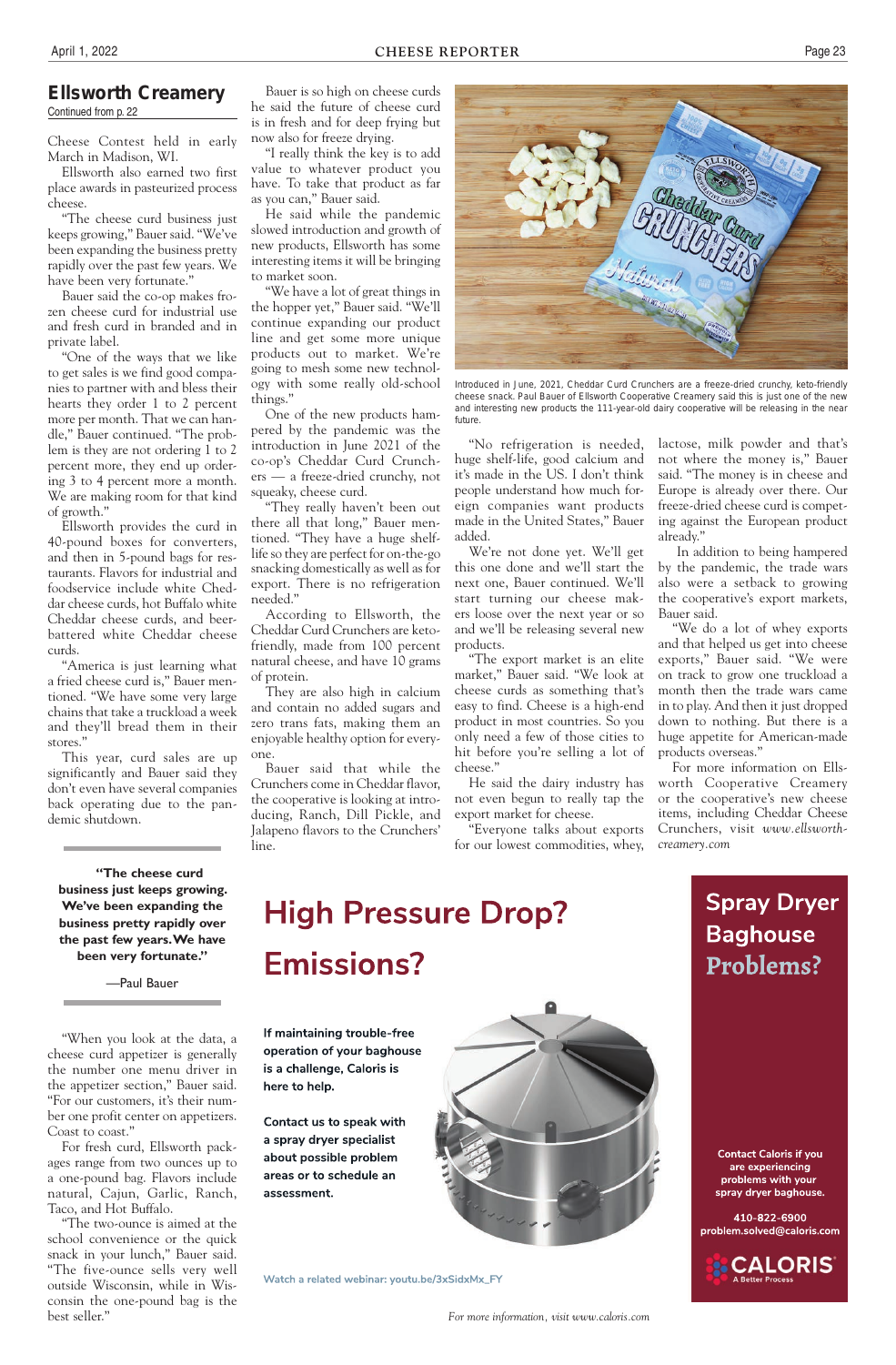## Ellsworth Creamery

Continued from p. 22

Cheese Contest held in early March in Madison, WI.

Ellsworth also earned two first place awards in pasteurized process cheese.

"The cheese curd business just keeps growing," Bauer said. "We've been expanding the business pretty rapidly over the past few years. We have been very fortunate."

Bauer said the co-op makes frozen cheese curd for industrial use and fresh curd in branded and in private label.

"One of the ways that we like to get sales is we find good companies to partner with and bless their hearts they order 1 to 2 percent more per month. That we can handle," Bauer continued. "The problem is they are not ordering 1 to 2 percent more, they end up ordering 3 to 4 percent more a month. We are making room for that kind of growth."

Ellsworth provides the curd in 40-pound boxes for converters, and then in 5-pound bags for restaurants. Flavors for industrial and foodservice include white Cheddar cheese curds, hot Buffalo white Cheddar cheese curds, and beer-battered white Cheddar cheese curds.

"America is just learning what a fried cheese curd is," Bauer mentioned. "We have some very large chains that take a truckload a week and they'll bread them in their stores."

This year, curd sales are up significantly and Bauer said they don't even have several companies back operating due to the pandemic shutdown.

**"The cheese curd business just keeps growing. We've been expanding the business pretty rapidly over the past few years. We have been very fortunate."**

—Paul Bauer

"When you look at the data, a cheese curd appetizer is generally the number one menu driver in the appetizer section," Bauer said. "For our customers, it's their number one profit center on appetizers. Coast to coast."

For fresh curd, Ellsworth packages range from two ounces up to a one-pound bag. Flavors include natural, Cajun, Garlic, Ranch, Taco, and Hot Buffalo.

"The two-ounce is aimed at the school convenience or the quick snack in your lunch," Bauer said. "The five-ounce sells very well outside Wisconsin, while in Wisconsin the one-pound bag is the best seller."

Bauer is so high on cheese curds he said the future of cheese curd is in fresh and for deep frying but now also for freeze drying.

"I really think the key is to add value to whatever product you have. To take that product as far as you can," Bauer said.

He said while the pandemic slowed introduction and growth of new products, Ellsworth has some interesting items it will be bringing to market soon.

"We have a lot of great things in the hopper yet," Bauer said. "We'll continue expanding our product line and get some more unique products out to market. We're going to mesh some new technology with some really old-school things."

One of the new products hampered by the pandemic was the introduction in June 2021 of the co-op's Cheddar Curd Crunchers — a freeze-dried crunchy, not squeaky, cheese curd.

"They really haven't been out there all that long," Bauer mentioned. "They have a huge shelf-life so they are perfect for on-the-go snacking domestically as well as for export. There is no refrigeration needed."

According to Ellsworth, the Cheddar Curd Crunchers are keto-friendly, made from 100 percent natural cheese, and have 10 grams of protein.

They are also high in calcium and contain no added sugars and zero trans fats, making them an enjoyable healthy option for everyone.

Bauer said that while the Crunchers come in Cheddar flavor, the cooperative is looking at introducing, Ranch, Dill Pickle, and Jalapeno flavors to the Crunchers' line.

Introduced in June, 2021, Cheddar Curd Crunchers are a freeze-dried crunchy, keto-friendly cheese snack. Paul Bauer of Ellsworth Cooperative Creamery said this is just one of the new and interesting new products the 111-year-old dairy cooperative will be releasing in the near future.

"No refrigeration is needed, huge shelf-life, good calcium and it's made in the US. I don't think people understand how much foreign companies want products made in the United States," Bauer added.

We're not done yet. We'll get this one done and we'll start the next one, Bauer continued. We'll start turning our cheese makers loose over the next year or so and we'll be releasing several new products.

"The export market is an elite market," Bauer said. "We look at cheese curds as something that's easy to find. Cheese is a high-end product in most countries. So you only need a few of those cities to hit before you're selling a lot of cheese."

He said the dairy industry has not even begun to really tap the export market for cheese.

"Everyone talks about exports for our lowest commodities, whey, lactose, milk powder and that's not where the money is," Bauer said. "The money is in cheese and Europe is already over there. Our freeze-dried cheese curd is competing against the European product already."

In addition to being hampered by the pandemic, the trade wars also were a setback to growing the cooperative's export markets, Bauer said.

"We do a lot of whey exports and that helped us get into cheese exports," Bauer said. "We were on track to grow one truckload a month then the trade wars came in to play. And then it just dropped down to nothing. But there is a huge appetite for American-made products overseas."

For more information on Ellsworth Cooperative Creamery or the cooperative's new cheese items, including Cheddar Cheese Crunchers, visit *www.ellsworthcreamery.com*

# High Pressure Drop? Emissions?

**If maintaining trouble-free operation of your baghouse is a challenge, Caloris is here to help.**

**Contact us to speak with a spray dryer specialist about possible problem areas or to schedule an assessment.**

**Watch a related webinar: youtu.be/3xSidxMx_FY**

## Spray Dryer Baghouse Problems?

**Contact Caloris if you are experiencing problems with your spray dryer baghouse.**

**410-822-6900**
**problem.solved@caloris.com**

CALORIS
A Better Process

*For more information, visit www.caloris.com*